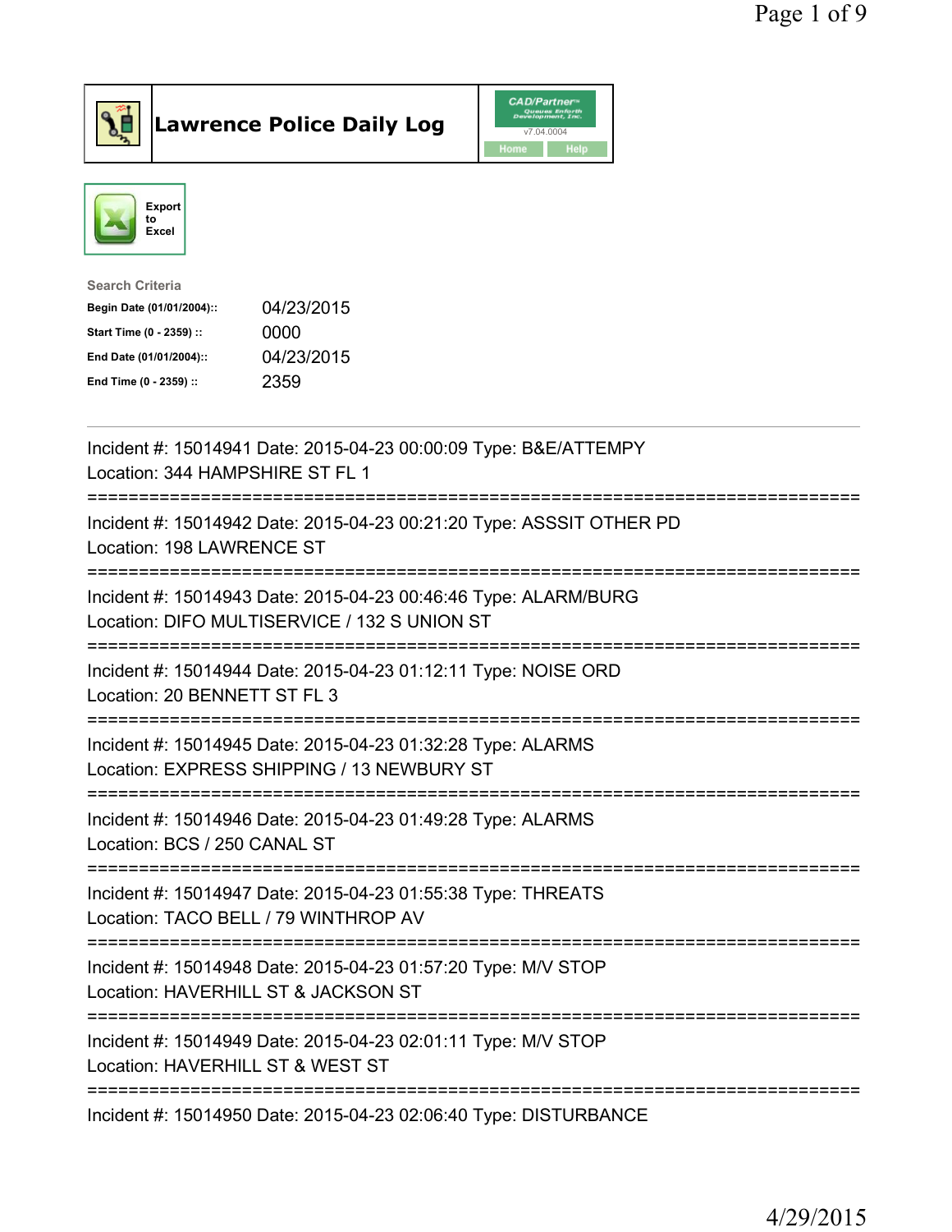# Lawrence Police Daily Log

Export to Excel

**Search Criteria**

| | |
|---|---|
| **Begin Date (01/01/2004)::** | 04/23/2015 |
| **Start Time (0 - 2359) ::** | 0000 |
| **End Date (01/01/2004)::** | 04/23/2015 |
| **End Time (0 - 2359) ::** | 2359 |

Incident #: 15014941 Date: 2015-04-23 00:00:09 Type: B&E/ATTEMPY
Location: 344 HAMPSHIRE ST FL 1

===========================================================================

Incident #: 15014942 Date: 2015-04-23 00:21:20 Type: ASSSIT OTHER PD
Location: 198 LAWRENCE ST

===========================================================================

Incident #: 15014943 Date: 2015-04-23 00:46:46 Type: ALARM/BURG
Location: DIFO MULTISERVICE / 132 S UNION ST

===========================================================================

Incident #: 15014944 Date: 2015-04-23 01:12:11 Type: NOISE ORD
Location: 20 BENNETT ST FL 3

===========================================================================

Incident #: 15014945 Date: 2015-04-23 01:32:28 Type: ALARMS
Location: EXPRESS SHIPPING / 13 NEWBURY ST

===========================================================================

Incident #: 15014946 Date: 2015-04-23 01:49:28 Type: ALARMS
Location: BCS / 250 CANAL ST

===========================================================================

Incident #: 15014947 Date: 2015-04-23 01:55:38 Type: THREATS
Location: TACO BELL / 79 WINTHROP AV

===========================================================================

Incident #: 15014948 Date: 2015-04-23 01:57:20 Type: M/V STOP
Location: HAVERHILL ST & JACKSON ST

===========================================================================

Incident #: 15014949 Date: 2015-04-23 02:01:11 Type: M/V STOP
Location: HAVERHILL ST & WEST ST

===========================================================================

Incident #: 15014950 Date: 2015-04-23 02:06:40 Type: DISTURBANCE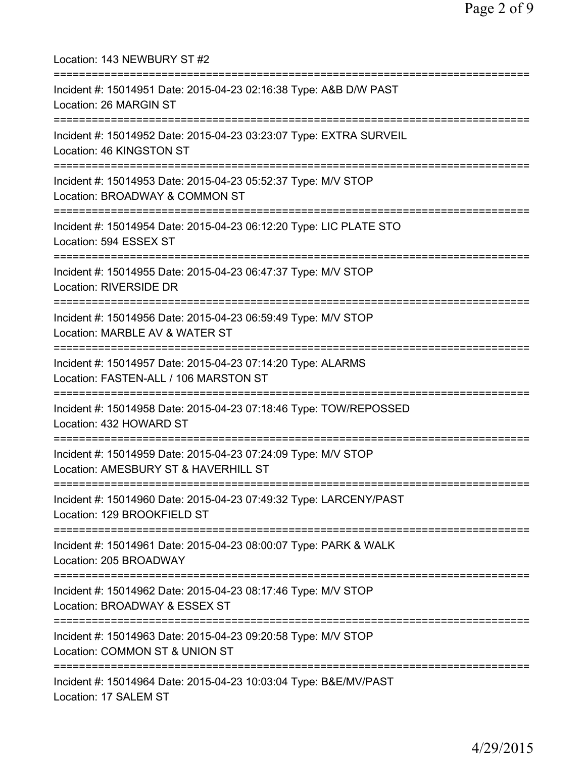Location: 143 NEWBURY ST #2

===========================================================================

Incident #: 15014951 Date: 2015-04-23 02:16:38 Type: A&B D/W PAST
Location: 26 MARGIN ST

===========================================================================

Incident #: 15014952 Date: 2015-04-23 03:23:07 Type: EXTRA SURVEIL
Location: 46 KINGSTON ST

===========================================================================

Incident #: 15014953 Date: 2015-04-23 05:52:37 Type: M/V STOP
Location: BROADWAY & COMMON ST

===========================================================================

Incident #: 15014954 Date: 2015-04-23 06:12:20 Type: LIC PLATE STO
Location: 594 ESSEX ST

===========================================================================

Incident #: 15014955 Date: 2015-04-23 06:47:37 Type: M/V STOP
Location: RIVERSIDE DR

===========================================================================

Incident #: 15014956 Date: 2015-04-23 06:59:49 Type: M/V STOP
Location: MARBLE AV & WATER ST

===========================================================================

Incident #: 15014957 Date: 2015-04-23 07:14:20 Type: ALARMS
Location: FASTEN-ALL / 106 MARSTON ST

===========================================================================

Incident #: 15014958 Date: 2015-04-23 07:18:46 Type: TOW/REPOSSED
Location: 432 HOWARD ST

===========================================================================

Incident #: 15014959 Date: 2015-04-23 07:24:09 Type: M/V STOP
Location: AMESBURY ST & HAVERHILL ST

===========================================================================

Incident #: 15014960 Date: 2015-04-23 07:49:32 Type: LARCENY/PAST
Location: 129 BROOKFIELD ST

===========================================================================

Incident #: 15014961 Date: 2015-04-23 08:00:07 Type: PARK & WALK
Location: 205 BROADWAY

===========================================================================

Incident #: 15014962 Date: 2015-04-23 08:17:46 Type: M/V STOP
Location: BROADWAY & ESSEX ST

===========================================================================

Incident #: 15014963 Date: 2015-04-23 09:20:58 Type: M/V STOP
Location: COMMON ST & UNION ST

===========================================================================

Incident #: 15014964 Date: 2015-04-23 10:03:04 Type: B&E/MV/PAST
Location: 17 SALEM ST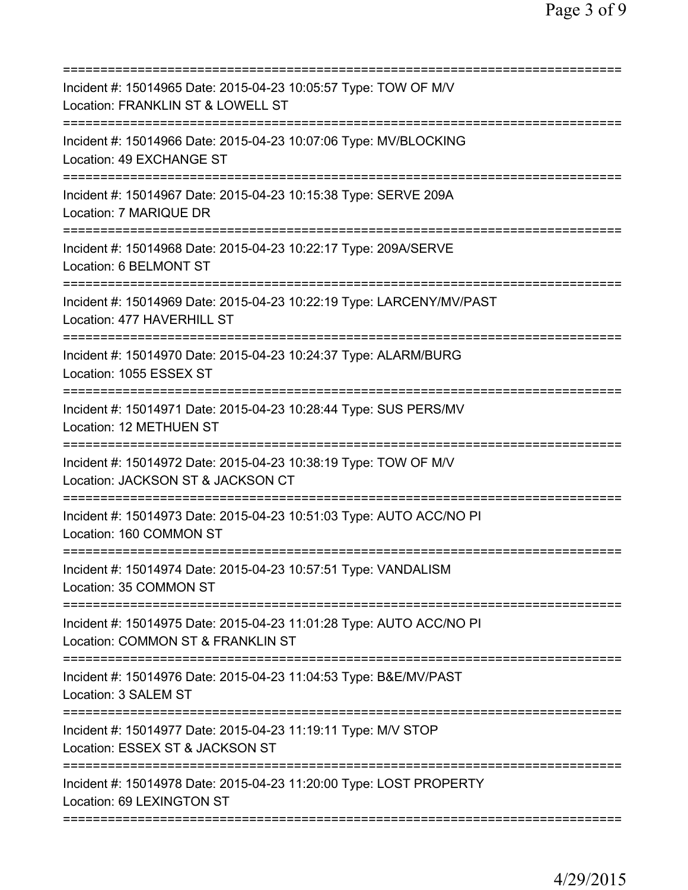===========================================================================
Incident #: 15014965 Date: 2015-04-23 10:05:57 Type: TOW OF M/V
Location: FRANKLIN ST & LOWELL ST
===========================================================================
Incident #: 15014966 Date: 2015-04-23 10:07:06 Type: MV/BLOCKING
Location: 49 EXCHANGE ST
===========================================================================
Incident #: 15014967 Date: 2015-04-23 10:15:38 Type: SERVE 209A
Location: 7 MARIQUE DR
===========================================================================
Incident #: 15014968 Date: 2015-04-23 10:22:17 Type: 209A/SERVE
Location: 6 BELMONT ST
===========================================================================
Incident #: 15014969 Date: 2015-04-23 10:22:19 Type: LARCENY/MV/PAST
Location: 477 HAVERHILL ST
===========================================================================
Incident #: 15014970 Date: 2015-04-23 10:24:37 Type: ALARM/BURG
Location: 1055 ESSEX ST
===========================================================================
Incident #: 15014971 Date: 2015-04-23 10:28:44 Type: SUS PERS/MV
Location: 12 METHUEN ST
===========================================================================
Incident #: 15014972 Date: 2015-04-23 10:38:19 Type: TOW OF M/V
Location: JACKSON ST & JACKSON CT
===========================================================================
Incident #: 15014973 Date: 2015-04-23 10:51:03 Type: AUTO ACC/NO PI
Location: 160 COMMON ST
===========================================================================
Incident #: 15014974 Date: 2015-04-23 10:57:51 Type: VANDALISM
Location: 35 COMMON ST
===========================================================================
Incident #: 15014975 Date: 2015-04-23 11:01:28 Type: AUTO ACC/NO PI
Location: COMMON ST & FRANKLIN ST
===========================================================================
Incident #: 15014976 Date: 2015-04-23 11:04:53 Type: B&E/MV/PAST
Location: 3 SALEM ST
===========================================================================
Incident #: 15014977 Date: 2015-04-23 11:19:11 Type: M/V STOP
Location: ESSEX ST & JACKSON ST
===========================================================================
Incident #: 15014978 Date: 2015-04-23 11:20:00 Type: LOST PROPERTY
Location: 69 LEXINGTON ST
===========================================================================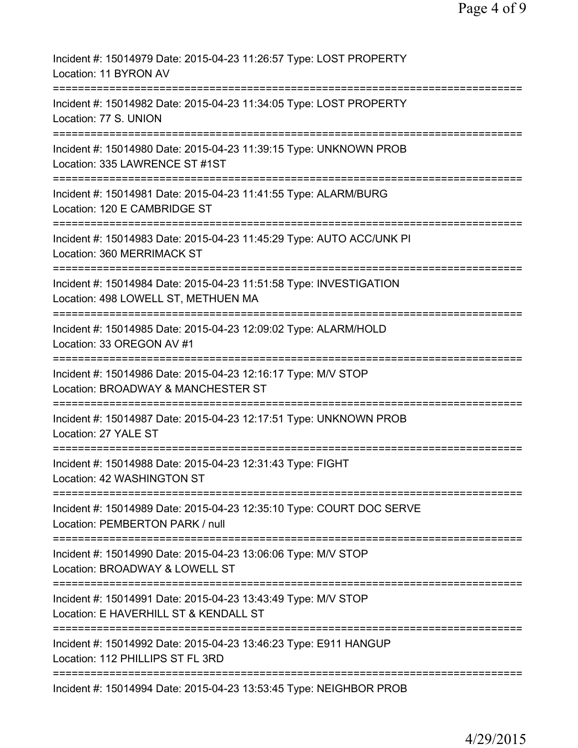Incident #: 15014979 Date: 2015-04-23 11:26:57 Type: LOST PROPERTY
Location: 11 BYRON AV

===========================================================================

Incident #: 15014982 Date: 2015-04-23 11:34:05 Type: LOST PROPERTY
Location: 77 S. UNION

===========================================================================

Incident #: 15014980 Date: 2015-04-23 11:39:15 Type: UNKNOWN PROB
Location: 335 LAWRENCE ST #1ST

===========================================================================

Incident #: 15014981 Date: 2015-04-23 11:41:55 Type: ALARM/BURG
Location: 120 E CAMBRIDGE ST

===========================================================================

Incident #: 15014983 Date: 2015-04-23 11:45:29 Type: AUTO ACC/UNK PI
Location: 360 MERRIMACK ST

===========================================================================

Incident #: 15014984 Date: 2015-04-23 11:51:58 Type: INVESTIGATION
Location: 498 LOWELL ST, METHUEN MA

===========================================================================

Incident #: 15014985 Date: 2015-04-23 12:09:02 Type: ALARM/HOLD
Location: 33 OREGON AV #1

===========================================================================

Incident #: 15014986 Date: 2015-04-23 12:16:17 Type: M/V STOP
Location: BROADWAY & MANCHESTER ST

===========================================================================

Incident #: 15014987 Date: 2015-04-23 12:17:51 Type: UNKNOWN PROB
Location: 27 YALE ST

===========================================================================

Incident #: 15014988 Date: 2015-04-23 12:31:43 Type: FIGHT
Location: 42 WASHINGTON ST

===========================================================================

Incident #: 15014989 Date: 2015-04-23 12:35:10 Type: COURT DOC SERVE
Location: PEMBERTON PARK / null

===========================================================================

Incident #: 15014990 Date: 2015-04-23 13:06:06 Type: M/V STOP
Location: BROADWAY & LOWELL ST

===========================================================================

Incident #: 15014991 Date: 2015-04-23 13:43:49 Type: M/V STOP
Location: E HAVERHILL ST & KENDALL ST

===========================================================================

Incident #: 15014992 Date: 2015-04-23 13:46:23 Type: E911 HANGUP
Location: 112 PHILLIPS ST FL 3RD

===========================================================================

Incident #: 15014994 Date: 2015-04-23 13:53:45 Type: NEIGHBOR PROB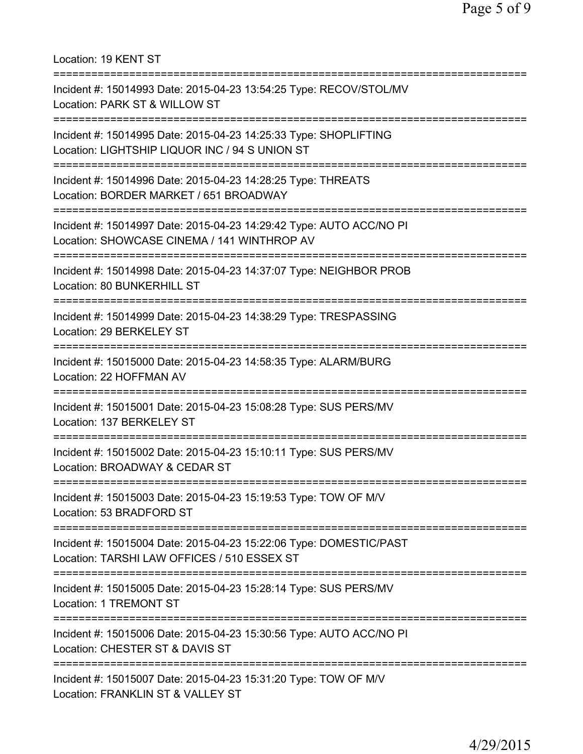Location: 19 KENT ST

===========================================================================

Incident #: 15014993 Date: 2015-04-23 13:54:25 Type: RECOV/STOL/MV
Location: PARK ST & WILLOW ST

===========================================================================

Incident #: 15014995 Date: 2015-04-23 14:25:33 Type: SHOPLIFTING
Location: LIGHTSHIP LIQUOR INC / 94 S UNION ST

===========================================================================

Incident #: 15014996 Date: 2015-04-23 14:28:25 Type: THREATS
Location: BORDER MARKET / 651 BROADWAY

===========================================================================

Incident #: 15014997 Date: 2015-04-23 14:29:42 Type: AUTO ACC/NO PI
Location: SHOWCASE CINEMA / 141 WINTHROP AV

===========================================================================

Incident #: 15014998 Date: 2015-04-23 14:37:07 Type: NEIGHBOR PROB
Location: 80 BUNKERHILL ST

===========================================================================

Incident #: 15014999 Date: 2015-04-23 14:38:29 Type: TRESPASSING
Location: 29 BERKELEY ST

===========================================================================

Incident #: 15015000 Date: 2015-04-23 14:58:35 Type: ALARM/BURG
Location: 22 HOFFMAN AV

===========================================================================

Incident #: 15015001 Date: 2015-04-23 15:08:28 Type: SUS PERS/MV
Location: 137 BERKELEY ST

===========================================================================

Incident #: 15015002 Date: 2015-04-23 15:10:11 Type: SUS PERS/MV
Location: BROADWAY & CEDAR ST

===========================================================================

Incident #: 15015003 Date: 2015-04-23 15:19:53 Type: TOW OF M/V
Location: 53 BRADFORD ST

===========================================================================

Incident #: 15015004 Date: 2015-04-23 15:22:06 Type: DOMESTIC/PAST
Location: TARSHI LAW OFFICES / 510 ESSEX ST

===========================================================================

Incident #: 15015005 Date: 2015-04-23 15:28:14 Type: SUS PERS/MV
Location: 1 TREMONT ST

===========================================================================

Incident #: 15015006 Date: 2015-04-23 15:30:56 Type: AUTO ACC/NO PI
Location: CHESTER ST & DAVIS ST

===========================================================================

Incident #: 15015007 Date: 2015-04-23 15:31:20 Type: TOW OF M/V
Location: FRANKLIN ST & VALLEY ST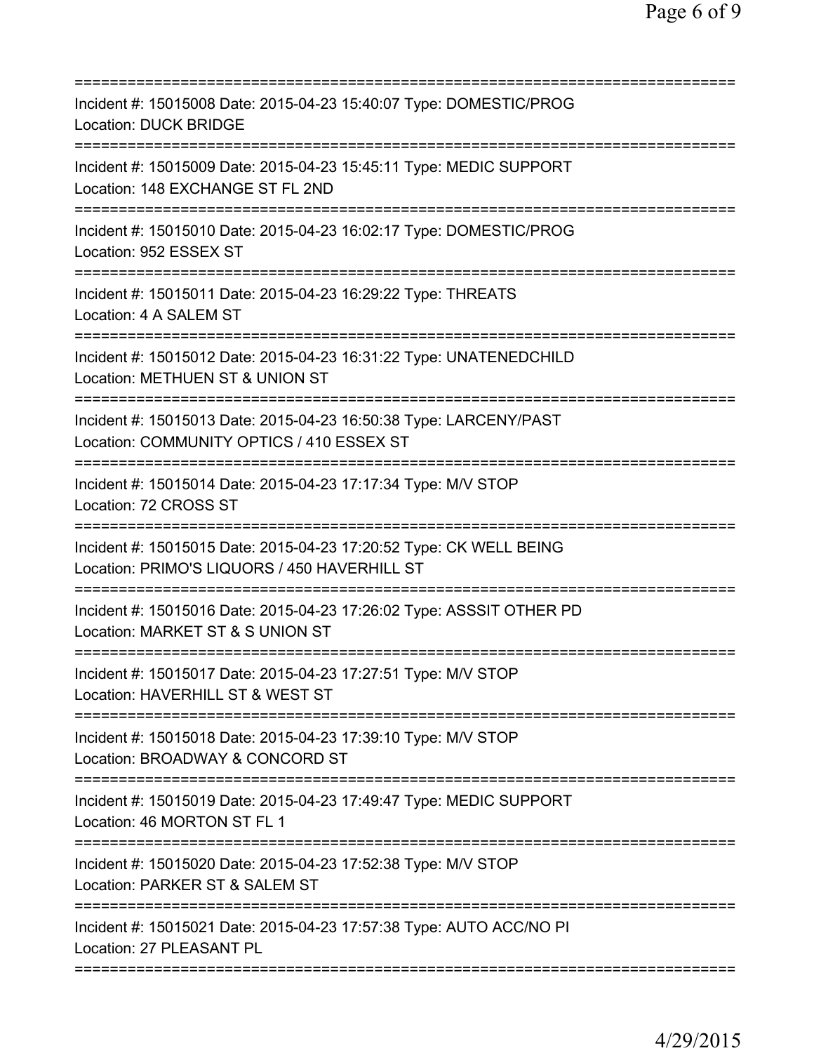===========================================================================
Incident #: 15015008 Date: 2015-04-23 15:40:07 Type: DOMESTIC/PROG
Location: DUCK BRIDGE
===========================================================================
Incident #: 15015009 Date: 2015-04-23 15:45:11 Type: MEDIC SUPPORT
Location: 148 EXCHANGE ST FL 2ND
===========================================================================
Incident #: 15015010 Date: 2015-04-23 16:02:17 Type: DOMESTIC/PROG
Location: 952 ESSEX ST
===========================================================================
Incident #: 15015011 Date: 2015-04-23 16:29:22 Type: THREATS
Location: 4 A SALEM ST
===========================================================================
Incident #: 15015012 Date: 2015-04-23 16:31:22 Type: UNATENEDCHILD
Location: METHUEN ST & UNION ST
===========================================================================
Incident #: 15015013 Date: 2015-04-23 16:50:38 Type: LARCENY/PAST
Location: COMMUNITY OPTICS / 410 ESSEX ST
===========================================================================
Incident #: 15015014 Date: 2015-04-23 17:17:34 Type: M/V STOP
Location: 72 CROSS ST
===========================================================================
Incident #: 15015015 Date: 2015-04-23 17:20:52 Type: CK WELL BEING
Location: PRIMO'S LIQUORS / 450 HAVERHILL ST
===========================================================================
Incident #: 15015016 Date: 2015-04-23 17:26:02 Type: ASSSIT OTHER PD
Location: MARKET ST & S UNION ST
===========================================================================
Incident #: 15015017 Date: 2015-04-23 17:27:51 Type: M/V STOP
Location: HAVERHILL ST & WEST ST
===========================================================================
Incident #: 15015018 Date: 2015-04-23 17:39:10 Type: M/V STOP
Location: BROADWAY & CONCORD ST
===========================================================================
Incident #: 15015019 Date: 2015-04-23 17:49:47 Type: MEDIC SUPPORT
Location: 46 MORTON ST FL 1
===========================================================================
Incident #: 15015020 Date: 2015-04-23 17:52:38 Type: M/V STOP
Location: PARKER ST & SALEM ST
===========================================================================
Incident #: 15015021 Date: 2015-04-23 17:57:38 Type: AUTO ACC/NO PI
Location: 27 PLEASANT PL
===========================================================================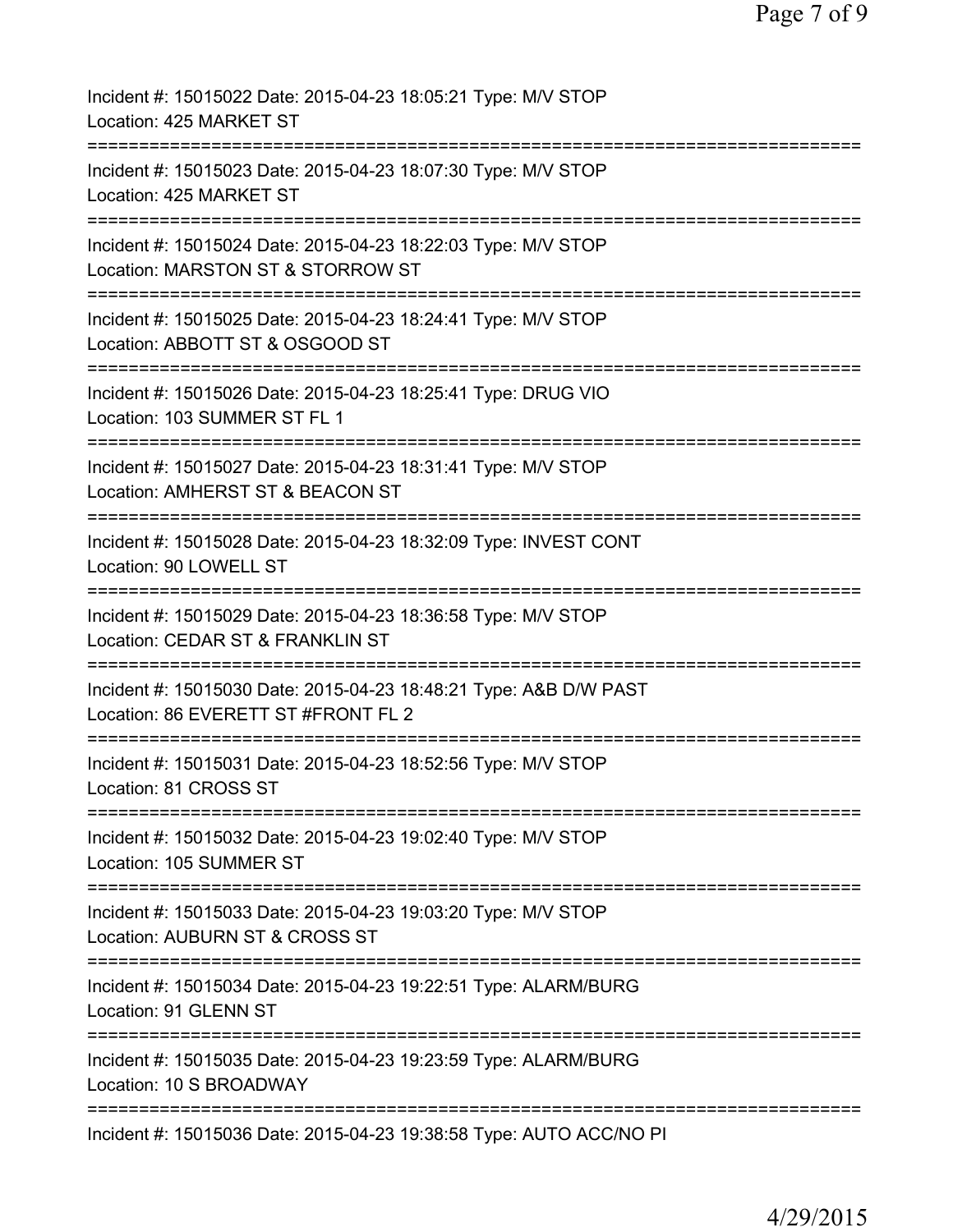Incident #: 15015022 Date: 2015-04-23 18:05:21 Type: M/V STOP
Location: 425 MARKET ST

===========================================================================

Incident #: 15015023 Date: 2015-04-23 18:07:30 Type: M/V STOP
Location: 425 MARKET ST

===========================================================================

Incident #: 15015024 Date: 2015-04-23 18:22:03 Type: M/V STOP
Location: MARSTON ST & STORROW ST

===========================================================================

Incident #: 15015025 Date: 2015-04-23 18:24:41 Type: M/V STOP
Location: ABBOTT ST & OSGOOD ST

===========================================================================

Incident #: 15015026 Date: 2015-04-23 18:25:41 Type: DRUG VIO
Location: 103 SUMMER ST FL 1

===========================================================================

Incident #: 15015027 Date: 2015-04-23 18:31:41 Type: M/V STOP
Location: AMHERST ST & BEACON ST

===========================================================================

Incident #: 15015028 Date: 2015-04-23 18:32:09 Type: INVEST CONT
Location: 90 LOWELL ST

===========================================================================

Incident #: 15015029 Date: 2015-04-23 18:36:58 Type: M/V STOP
Location: CEDAR ST & FRANKLIN ST

===========================================================================

Incident #: 15015030 Date: 2015-04-23 18:48:21 Type: A&B D/W PAST
Location: 86 EVERETT ST #FRONT FL 2

===========================================================================

Incident #: 15015031 Date: 2015-04-23 18:52:56 Type: M/V STOP
Location: 81 CROSS ST

===========================================================================

Incident #: 15015032 Date: 2015-04-23 19:02:40 Type: M/V STOP
Location: 105 SUMMER ST

===========================================================================

Incident #: 15015033 Date: 2015-04-23 19:03:20 Type: M/V STOP
Location: AUBURN ST & CROSS ST

===========================================================================

Incident #: 15015034 Date: 2015-04-23 19:22:51 Type: ALARM/BURG
Location: 91 GLENN ST

===========================================================================

Incident #: 15015035 Date: 2015-04-23 19:23:59 Type: ALARM/BURG
Location: 10 S BROADWAY

===========================================================================

Incident #: 15015036 Date: 2015-04-23 19:38:58 Type: AUTO ACC/NO PI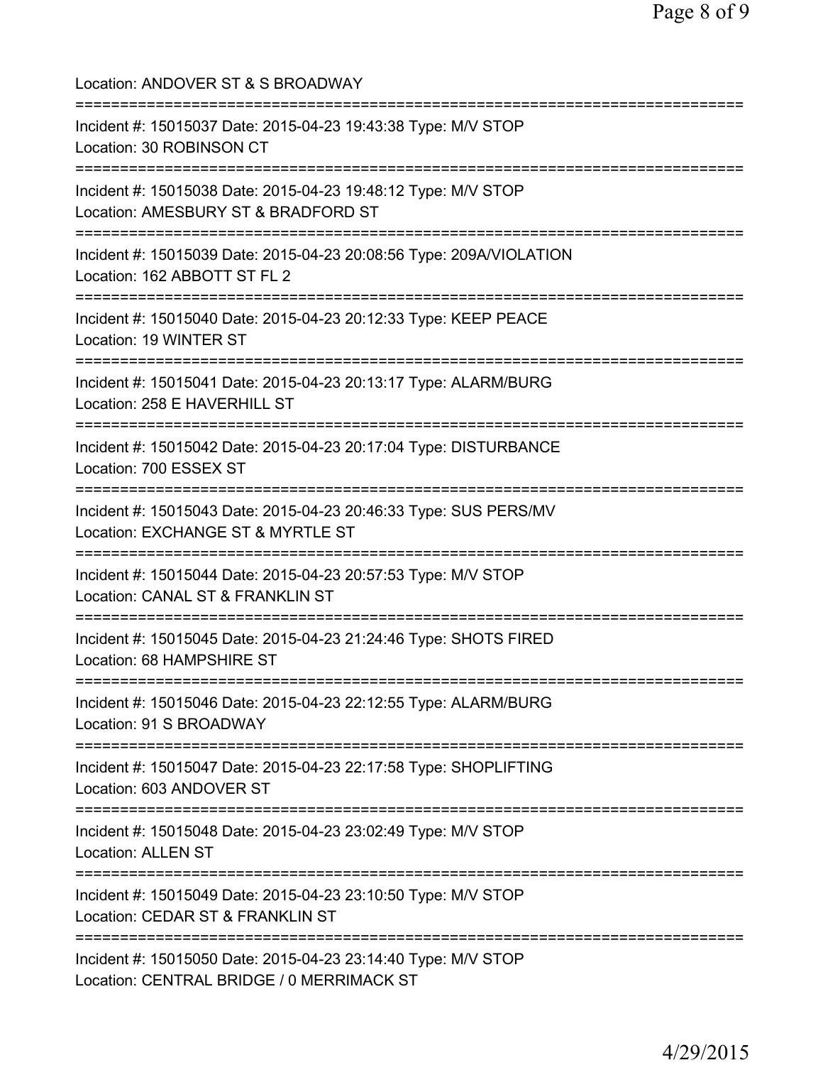Location: ANDOVER ST & S BROADWAY

===========================================================================

Incident #: 15015037 Date: 2015-04-23 19:43:38 Type: M/V STOP
Location: 30 ROBINSON CT

===========================================================================

Incident #: 15015038 Date: 2015-04-23 19:48:12 Type: M/V STOP
Location: AMESBURY ST & BRADFORD ST

===========================================================================

Incident #: 15015039 Date: 2015-04-23 20:08:56 Type: 209A/VIOLATION
Location: 162 ABBOTT ST FL 2

===========================================================================

Incident #: 15015040 Date: 2015-04-23 20:12:33 Type: KEEP PEACE
Location: 19 WINTER ST

===========================================================================

Incident #: 15015041 Date: 2015-04-23 20:13:17 Type: ALARM/BURG
Location: 258 E HAVERHILL ST

===========================================================================

Incident #: 15015042 Date: 2015-04-23 20:17:04 Type: DISTURBANCE
Location: 700 ESSEX ST

===========================================================================

Incident #: 15015043 Date: 2015-04-23 20:46:33 Type: SUS PERS/MV
Location: EXCHANGE ST & MYRTLE ST

===========================================================================

Incident #: 15015044 Date: 2015-04-23 20:57:53 Type: M/V STOP
Location: CANAL ST & FRANKLIN ST

===========================================================================

Incident #: 15015045 Date: 2015-04-23 21:24:46 Type: SHOTS FIRED
Location: 68 HAMPSHIRE ST

===========================================================================

Incident #: 15015046 Date: 2015-04-23 22:12:55 Type: ALARM/BURG
Location: 91 S BROADWAY

===========================================================================

Incident #: 15015047 Date: 2015-04-23 22:17:58 Type: SHOPLIFTING
Location: 603 ANDOVER ST

===========================================================================

Incident #: 15015048 Date: 2015-04-23 23:02:49 Type: M/V STOP
Location: ALLEN ST

===========================================================================

Incident #: 15015049 Date: 2015-04-23 23:10:50 Type: M/V STOP
Location: CEDAR ST & FRANKLIN ST

===========================================================================

Incident #: 15015050 Date: 2015-04-23 23:14:40 Type: M/V STOP
Location: CENTRAL BRIDGE / 0 MERRIMACK ST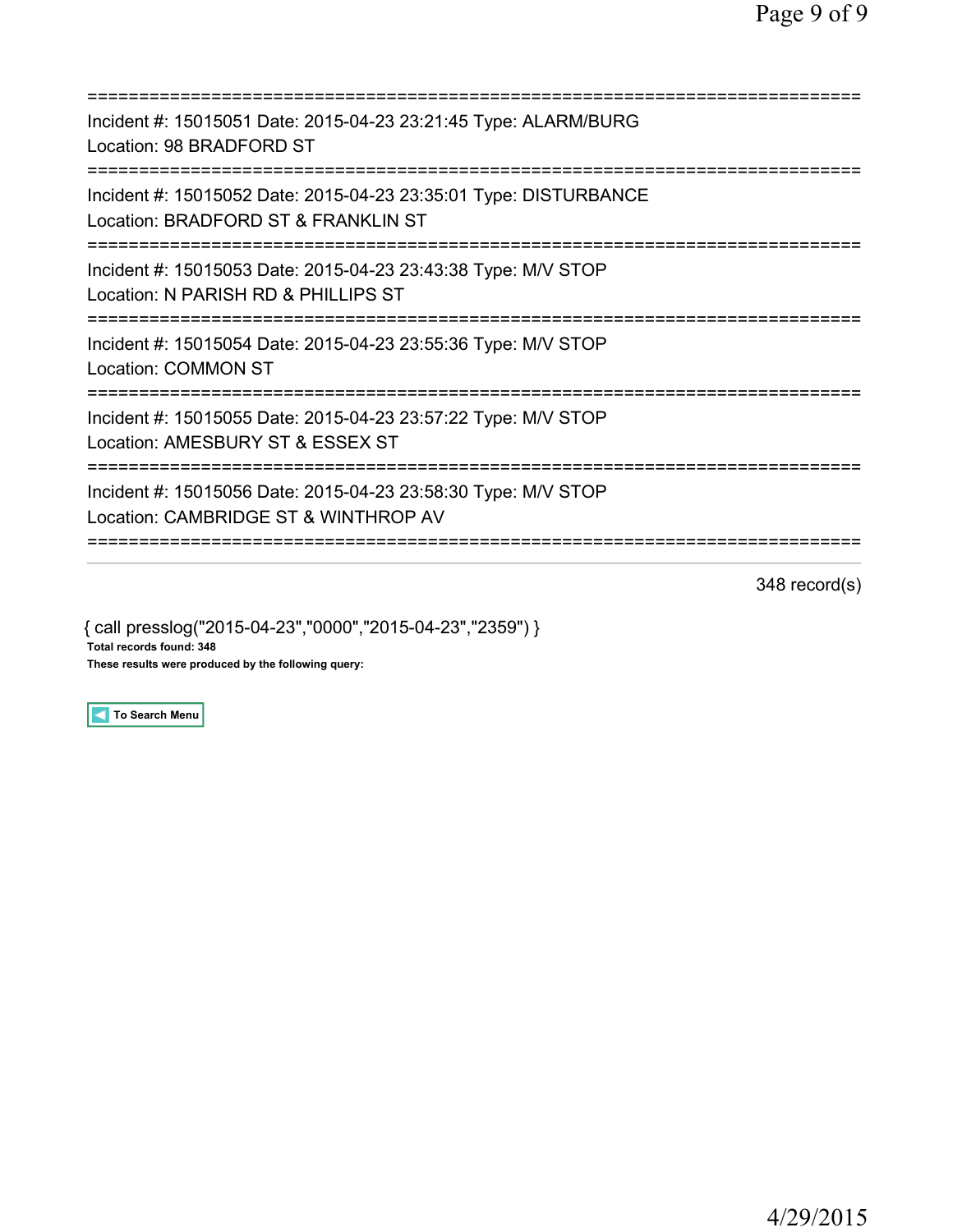===========================================================================

Incident #: 15015051 Date: 2015-04-23 23:21:45 Type: ALARM/BURG
Location: 98 BRADFORD ST

===========================================================================

Incident #: 15015052 Date: 2015-04-23 23:35:01 Type: DISTURBANCE
Location: BRADFORD ST & FRANKLIN ST

===========================================================================

Incident #: 15015053 Date: 2015-04-23 23:43:38 Type: M/V STOP
Location: N PARISH RD & PHILLIPS ST

===========================================================================

Incident #: 15015054 Date: 2015-04-23 23:55:36 Type: M/V STOP
Location: COMMON ST

===========================================================================

Incident #: 15015055 Date: 2015-04-23 23:57:22 Type: M/V STOP
Location: AMESBURY ST & ESSEX ST

===========================================================================

Incident #: 15015056 Date: 2015-04-23 23:58:30 Type: M/V STOP
Location: CAMBRIDGE ST & WINTHROP AV

===========================================================================

348 record(s)

{ call presslog("2015-04-23","0000","2015-04-23","2359") }

**Total records found: 348**

**These results were produced by the following query:**

To Search Menu